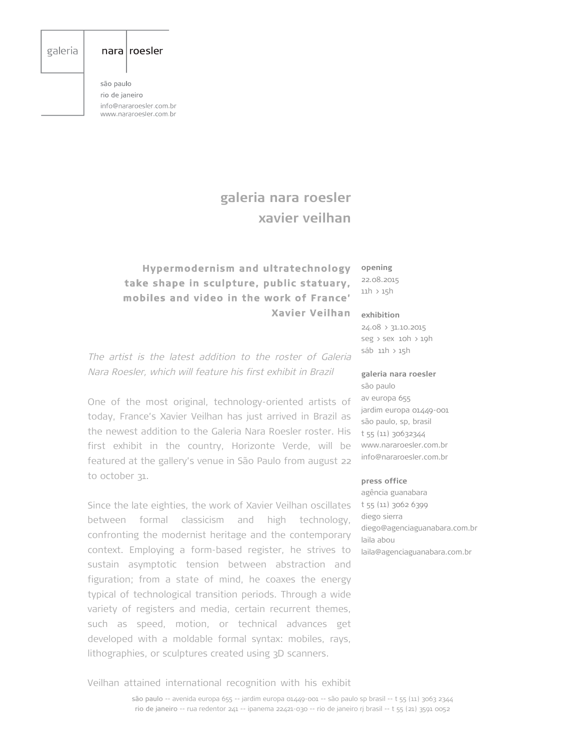galeria nara roesler

são paulo
rio de janeiro
info@nararoesler.com.br
www.nararoesler.com.br

# galeria nara roesler
# xavier veilhan

## Hypermodernism and ultratechnology take shape in sculpture, public statuary, mobiles and video in the work of France' Xavier Veilhan

*The artist is the latest addition to the roster of Galeria Nara Roesler, which will feature his first exhibit in Brazil*

One of the most original, technology-oriented artists of today, France's Xavier Veilhan has just arrived in Brazil as the newest addition to the Galeria Nara Roesler roster. His first exhibit in the country, Horizonte Verde, will be featured at the gallery's venue in São Paulo from august 22 to october 31.

Since the late eighties, the work of Xavier Veilhan oscillates between formal classicism and high technology, confronting the modernist heritage and the contemporary context. Employing a form-based register, he strives to sustain asymptotic tension between abstraction and figuration; from a state of mind, he coaxes the energy typical of technological transition periods. Through a wide variety of registers and media, certain recurrent themes, such as speed, motion, or technical advances get developed with a moldable formal syntax: mobiles, rays, lithographies, or sculptures created using 3D scanners.

Veilhan attained international recognition with his exhibit

**opening**
22.08.2015
11h > 15h

**exhibition**
24.08 > 31.10.2015
seg > sex 10h > 19h
sáb 11h > 15h

**galeria nara roesler**
são paulo
av europa 655
jardim europa 01449-001
são paulo, sp, brasil
t 55 (11) 30632344
www.nararoesler.com.br
info@nararoesler.com.br

**press office**
agência guanabara
t 55 (11) 3062 6399
diego sierra
diego@agenciaguanabara.com.br
laila abou
laila@agenciaguanabara.com.br

**são paulo** -- avenida europa 655 -- jardim europa 01449-001 -- são paulo sp brasil -- t 55 (11) 3063 2344
**rio de janeiro** -- rua redentor 241 -- ipanema 22421-030 -- rio de janeiro rj brasil -- t 55 (21) 3591 0052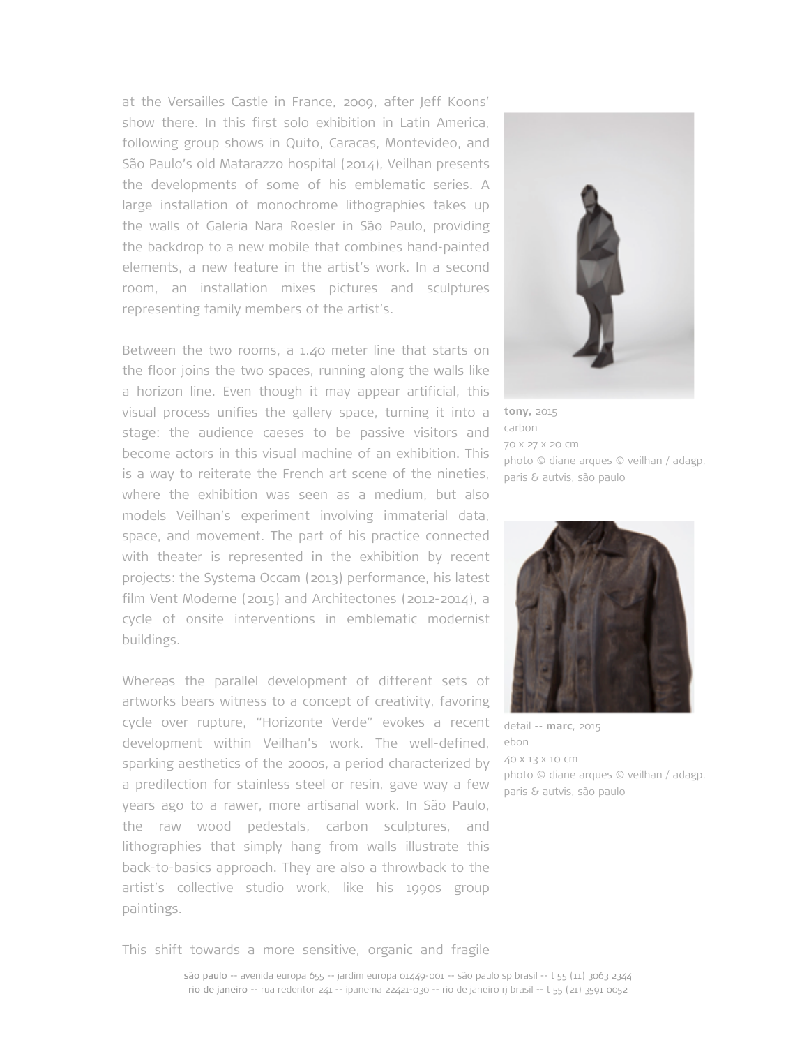at the Versailles Castle in France, 2009, after Jeff Koons' show there. In this first solo exhibition in Latin America, following group shows in Quito, Caracas, Montevideo, and São Paulo's old Matarazzo hospital (2014), Veilhan presents the developments of some of his emblematic series. A large installation of monochrome lithographies takes up the walls of Galeria Nara Roesler in São Paulo, providing the backdrop to a new mobile that combines hand-painted elements, a new feature in the artist's work. In a second room, an installation mixes pictures and sculptures representing family members of the artist's.

Between the two rooms, a 1.40 meter line that starts on the floor joins the two spaces, running along the walls like a horizon line. Even though it may appear artificial, this visual process unifies the gallery space, turning it into a stage: the audience caeses to be passive visitors and become actors in this visual machine of an exhibition. This is a way to reiterate the French art scene of the nineties, where the exhibition was seen as a medium, but also models Veilhan's experiment involving immaterial data, space, and movement. The part of his practice connected with theater is represented in the exhibition by recent projects: the Systema Occam (2013) performance, his latest film Vent Moderne (2015) and Architectones (2012-2014), a cycle of onsite interventions in emblematic modernist buildings.

Whereas the parallel development of different sets of artworks bears witness to a concept of creativity, favoring cycle over rupture, "Horizonte Verde" evokes a recent development within Veilhan's work. The well-defined, sparking aesthetics of the 2000s, a period characterized by a predilection for stainless steel or resin, gave way a few years ago to a rawer, more artisanal work. In São Paulo, the raw wood pedestals, carbon sculptures, and lithographies that simply hang from walls illustrate this back-to-basics approach. They are also a throwback to the artist's collective studio work, like his 1990s group paintings.

This shift towards a more sensitive, organic and fragile

**tony,** 2015
carbon
70 x 27 x 20 cm
photo © diane arques © veilhan / adagp, paris & autvis, são paulo

detail -- **marc**, 2015
ebon
40 x 13 x 10 cm
photo © diane arques © veilhan / adagp, paris & autvis, são paulo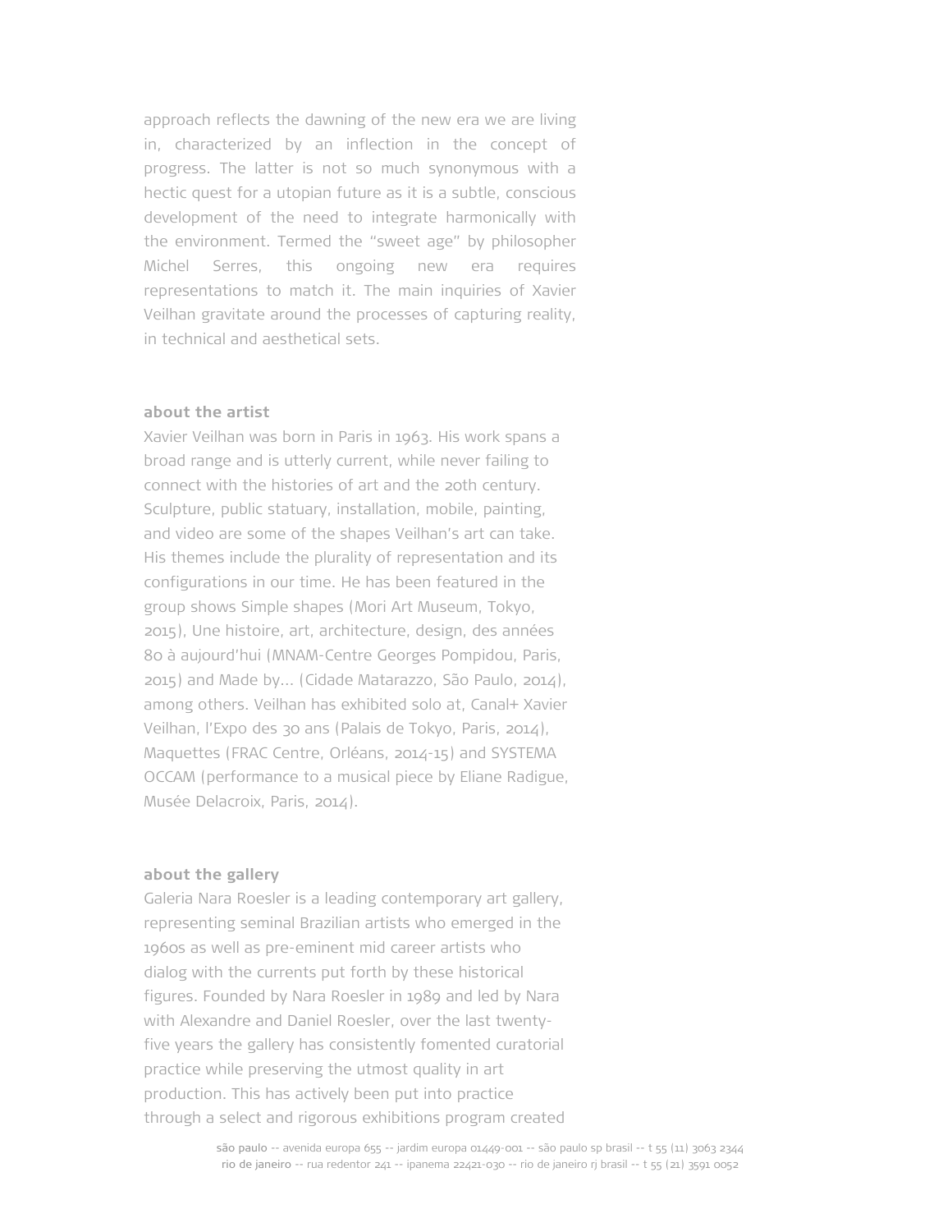approach reflects the dawning of the new era we are living in, characterized by an inflection in the concept of progress. The latter is not so much synonymous with a hectic quest for a utopian future as it is a subtle, conscious development of the need to integrate harmonically with the environment. Termed the "sweet age" by philosopher Michel Serres, this ongoing new era requires representations to match it. The main inquiries of Xavier Veilhan gravitate around the processes of capturing reality, in technical and aesthetical sets.

**about the artist**

Xavier Veilhan was born in Paris in 1963. His work spans a broad range and is utterly current, while never failing to connect with the histories of art and the 20th century. Sculpture, public statuary, installation, mobile, painting, and video are some of the shapes Veilhan's art can take. His themes include the plurality of representation and its configurations in our time. He has been featured in the group shows Simple shapes (Mori Art Museum, Tokyo, 2015), Une histoire, art, architecture, design, des années 80 à aujourd'hui (MNAM-Centre Georges Pompidou, Paris, 2015) and Made by... (Cidade Matarazzo, São Paulo, 2014), among others. Veilhan has exhibited solo at, Canal+ Xavier Veilhan, l'Expo des 30 ans (Palais de Tokyo, Paris, 2014), Maquettes (FRAC Centre, Orléans, 2014-15) and SYSTEMA OCCAM (performance to a musical piece by Eliane Radigue, Musée Delacroix, Paris, 2014).

**about the gallery**

Galeria Nara Roesler is a leading contemporary art gallery, representing seminal Brazilian artists who emerged in the 1960s as well as pre-eminent mid career artists who dialog with the currents put forth by these historical figures. Founded by Nara Roesler in 1989 and led by Nara with Alexandre and Daniel Roesler, over the last twenty-five years the gallery has consistently fomented curatorial practice while preserving the utmost quality in art production. This has actively been put into practice through a select and rigorous exhibitions program created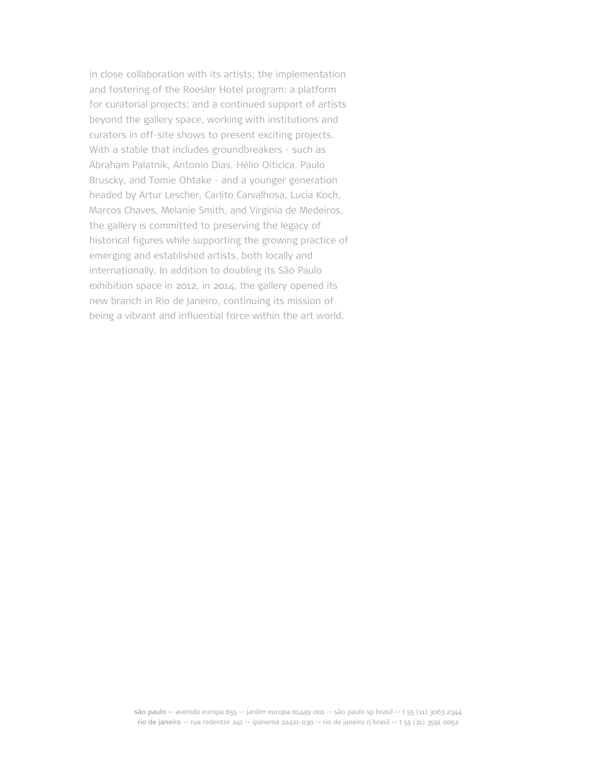in close collaboration with its artists; the implementation and fostering of the Roesler Hotel program: a platform for curatorial projects; and a continued support of artists beyond the gallery space, working with institutions and curators in off-site shows to present exciting projects. With a stable that includes groundbreakers - such as Abraham Palatnik, Antonio Dias, Hélio Oiticica, Paulo Bruscky, and Tomie Ohtake - and a younger generation headed by Artur Lescher, Carlito Carvalhosa, Lucia Koch, Marcos Chaves, Melanie Smith, and Virginia de Medeiros, the gallery is committed to preserving the legacy of historical figures while supporting the growing practice of emerging and established artists, both locally and internationally. In addition to doubling its São Paulo exhibition space in 2012, in 2014, the gallery opened its new branch in Rio de Janeiro, continuing its mission of being a vibrant and influential force within the art world.